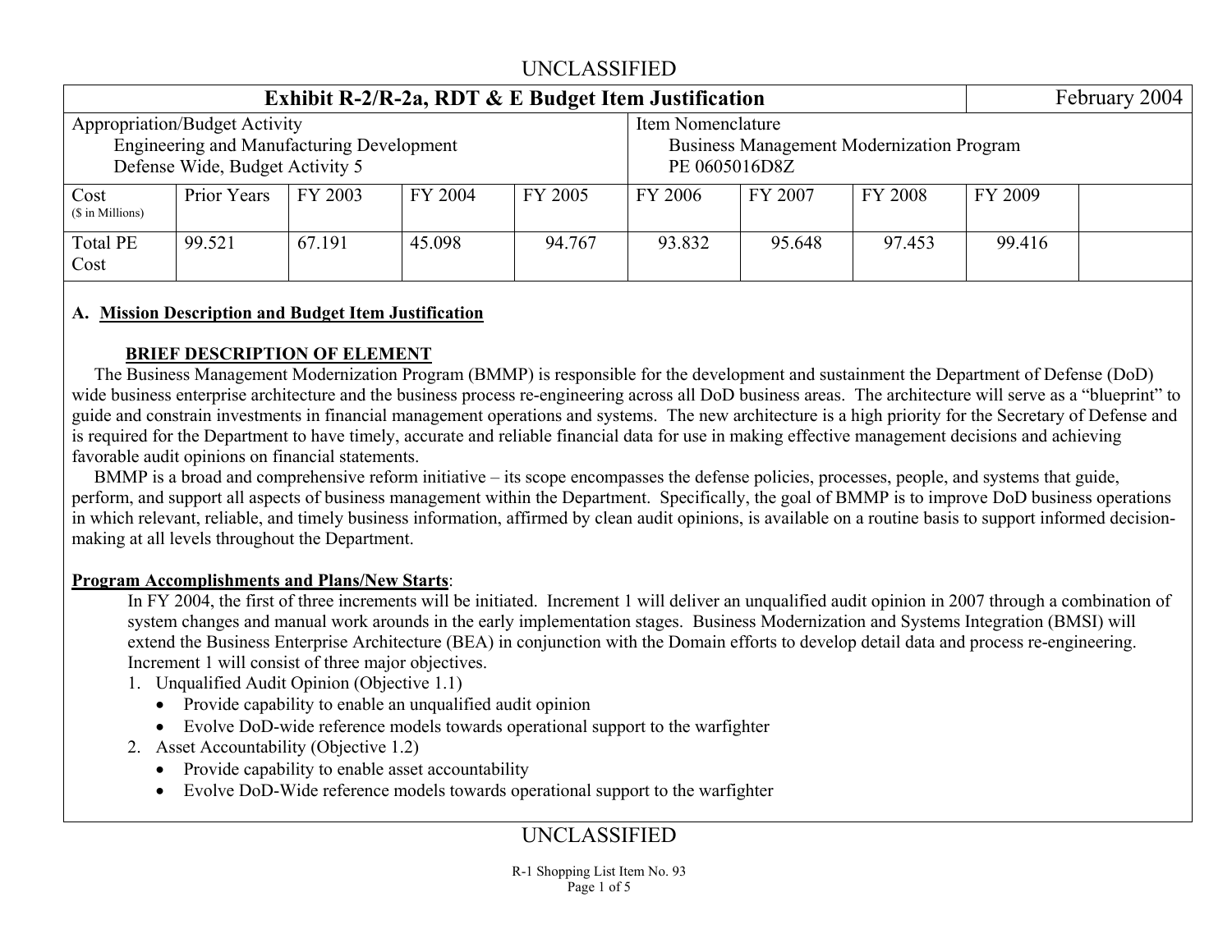# Exhibit R-2/R-2a, RDT & E Budget Item Justification

February 2004

| Appropriation/Budget Activity | Item Nomenclature |
|---|---|
| Engineering and Manufacturing Development<br>Defense Wide, Budget Activity 5 | Business Management Modernization Program<br>PE 0605016D8Z |

| Cost ($ in Millions) | Prior Years | FY 2003 | FY 2004 | FY 2005 | FY 2006 | FY 2007 | FY 2008 | FY 2009 | |
|---|---|---|---|---|---|---|---|---|---|
| Total PE Cost | 99.521 | 67.191 | 45.098 | 94.767 | 93.832 | 95.648 | 97.453 | 99.416 | |

## A. Mission Description and Budget Item Justification

### BRIEF DESCRIPTION OF ELEMENT

The Business Management Modernization Program (BMMP) is responsible for the development and sustainment the Department of Defense (DoD) wide business enterprise architecture and the business process re-engineering across all DoD business areas. The architecture will serve as a "blueprint" to guide and constrain investments in financial management operations and systems. The new architecture is a high priority for the Secretary of Defense and is required for the Department to have timely, accurate and reliable financial data for use in making effective management decisions and achieving favorable audit opinions on financial statements.

BMMP is a broad and comprehensive reform initiative – its scope encompasses the defense policies, processes, people, and systems that guide, perform, and support all aspects of business management within the Department. Specifically, the goal of BMMP is to improve DoD business operations in which relevant, reliable, and timely business information, affirmed by clean audit opinions, is available on a routine basis to support informed decision-making at all levels throughout the Department.

**Program Accomplishments and Plans/New Starts**:

In FY 2004, the first of three increments will be initiated. Increment 1 will deliver an unqualified audit opinion in 2007 through a combination of system changes and manual work arounds in the early implementation stages. Business Modernization and Systems Integration (BMSI) will extend the Business Enterprise Architecture (BEA) in conjunction with the Domain efforts to develop detail data and process re-engineering. Increment 1 will consist of three major objectives.

1. Unqualified Audit Opinion (Objective 1.1)
   - Provide capability to enable an unqualified audit opinion
   - Evolve DoD-wide reference models towards operational support to the warfighter
2. Asset Accountability (Objective 1.2)
   - Provide capability to enable asset accountability
   - Evolve DoD-Wide reference models towards operational support to the warfighter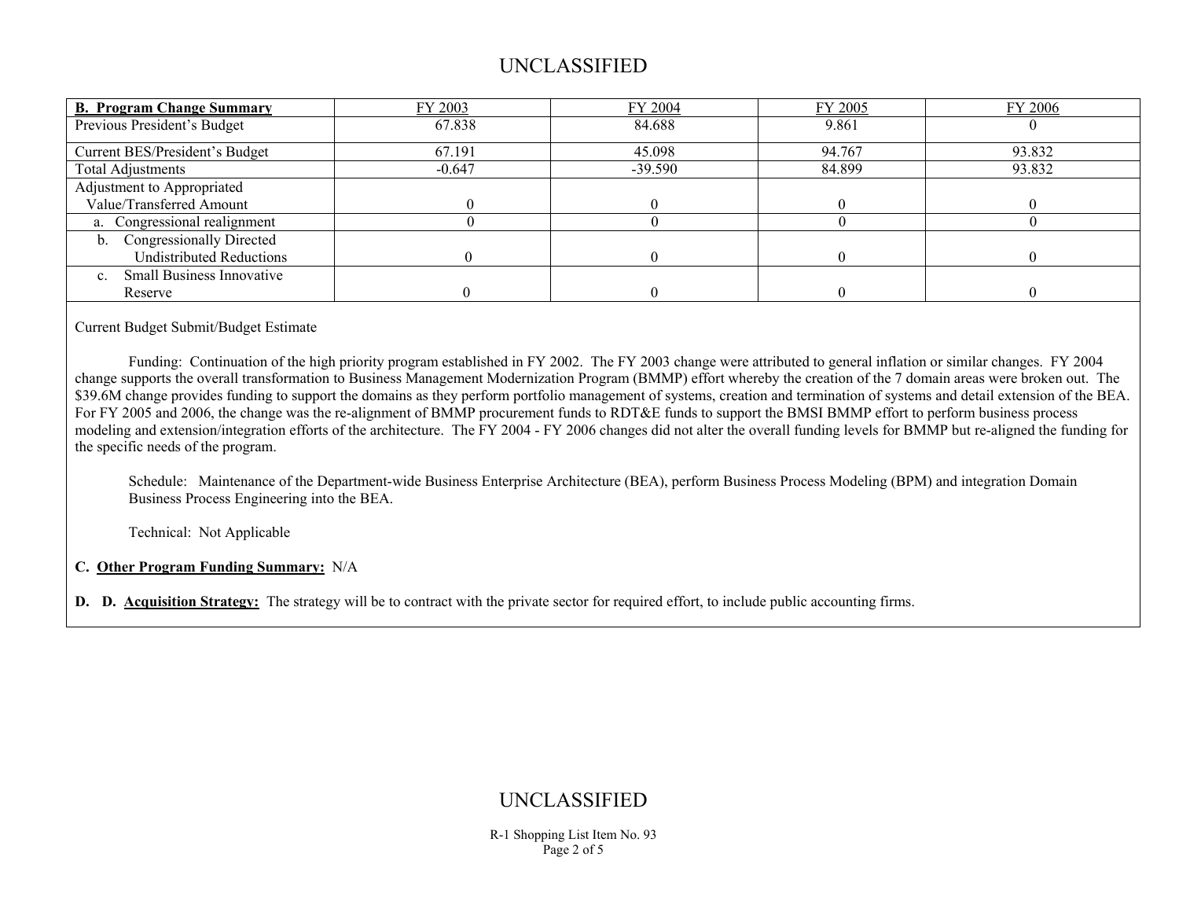| **B. Program Change Summary** | FY 2003 | FY 2004 | FY 2005 | FY 2006 |
|---|---|---|---|---|
| Previous President's Budget | 67.838 | 84.688 | 9.861 | 0 |
| Current BES/President's Budget | 67.191 | 45.098 | 94.767 | 93.832 |
| Total Adjustments | -0.647 | -39.590 | 84.899 | 93.832 |
| Adjustment to Appropriated Value/Transferred Amount | 0 | 0 | 0 | 0 |
| a. Congressional realignment | 0 | 0 | 0 | 0 |
| b. Congressionally Directed Undistributed Reductions | 0 | 0 | 0 | 0 |
| c. Small Business Innovative Reserve | 0 | 0 | 0 | 0 |

Current Budget Submit/Budget Estimate

Funding: Continuation of the high priority program established in FY 2002. The FY 2003 change were attributed to general inflation or similar changes. FY 2004 change supports the overall transformation to Business Management Modernization Program (BMMP) effort whereby the creation of the 7 domain areas were broken out. The $39.6M change provides funding to support the domains as they perform portfolio management of systems, creation and termination of systems and detail extension of the BEA. For FY 2005 and 2006, the change was the re-alignment of BMMP procurement funds to RDT&E funds to support the BMSI BMMP effort to perform business process modeling and extension/integration efforts of the architecture. The FY 2004 - FY 2006 changes did not alter the overall funding levels for BMMP but re-aligned the funding for the specific needs of the program.

Schedule: Maintenance of the Department-wide Business Enterprise Architecture (BEA), perform Business Process Modeling (BPM) and integration Domain Business Process Engineering into the BEA.

Technical: Not Applicable

**C. Other Program Funding Summary:** N/A

**D. D. Acquisition Strategy:** The strategy will be to contract with the private sector for required effort, to include public accounting firms.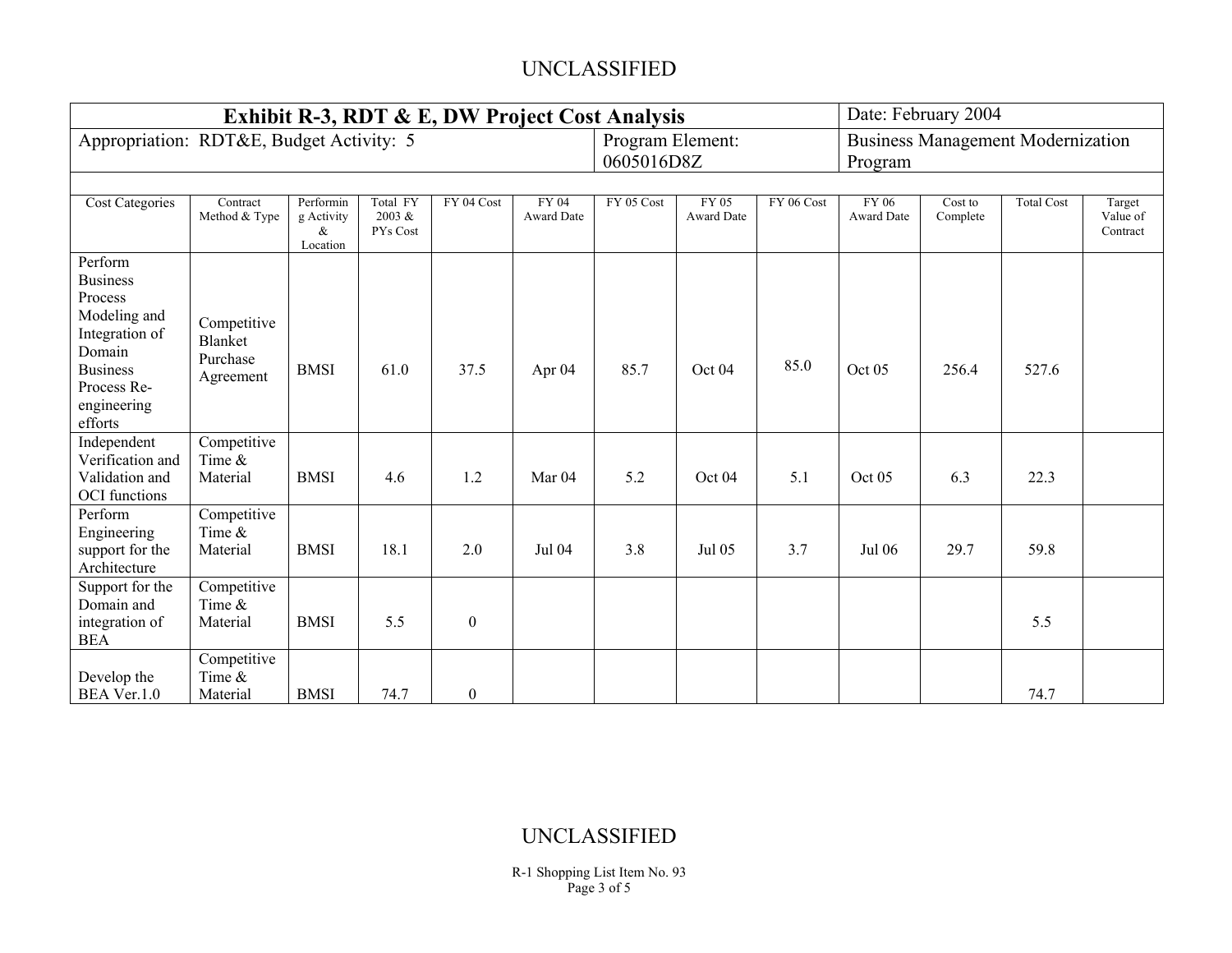UNCLASSIFIED

| Exhibit R-3, RDT & E, DW Project Cost Analysis | | | | | | | | | | | | | Date: February 2004 |
|---|---|---|---|---|---|---|---|---|---|---|---|---|---|
| Appropriation: RDT&E, Budget Activity: 5 | | | | | | Program Element: 0605016D8Z | | | | Business Management Modernization Program | | | |
| Cost Categories | Contract Method & Type | Performing Activity & Location | Total FY 2003 & PYs Cost | FY 04 Cost | FY 04 Award Date | FY 05 Cost | FY 05 Award Date | FY 06 Cost | FY 06 Award Date | Cost to Complete | Total Cost | Target Value of Contract | |
| Perform Business Process Modeling and Integration of Domain Business Process Re-engineering efforts | Competitive Blanket Purchase Agreement | BMSI | 61.0 | 37.5 | Apr 04 | 85.7 | Oct 04 | 85.0 | Oct 05 | 256.4 | 527.6 | | |
| Independent Verification and Validation and OCI functions | Competitive Time & Material | BMSI | 4.6 | 1.2 | Mar 04 | 5.2 | Oct 04 | 5.1 | Oct 05 | 6.3 | 22.3 | | |
| Perform Engineering support for the Architecture | Competitive Time & Material | BMSI | 18.1 | 2.0 | Jul 04 | 3.8 | Jul 05 | 3.7 | Jul 06 | 29.7 | 59.8 | | |
| Support for the Domain and integration of BEA | Competitive Time & Material | BMSI | 5.5 | 0 | | | | | | | 5.5 | | |
| Develop the BEA Ver.1.0 | Competitive Time & Material | BMSI | 74.7 | 0 | | | | | | | 74.7 | | |

UNCLASSIFIED

R-1 Shopping List Item No. 93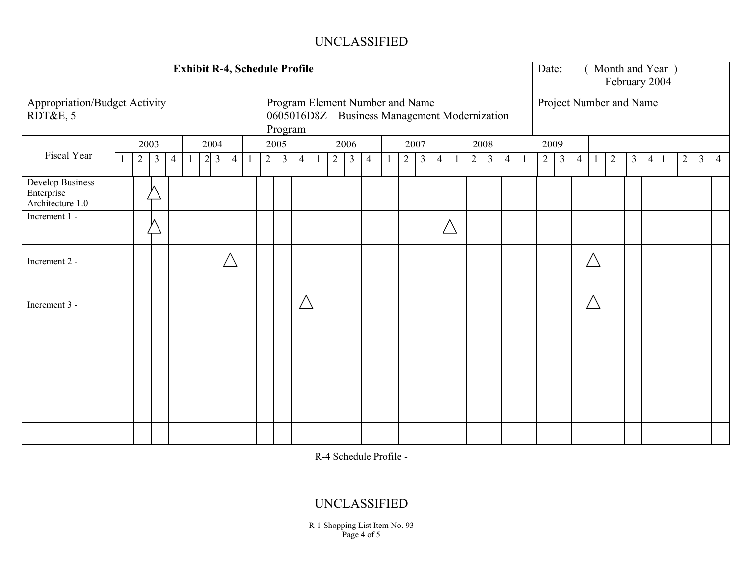**Exhibit R-4, Schedule Profile**

Date: ( Month and Year ) February 2004

Appropriation/Budget Activity
RDT&E, 5

Program Element Number and Name
0605016D8Z Business Management Modernization Program

Project Number and Name

| Fiscal Year | 2003 | | | | 2004 | | | | 2005 | | | | 2006 | | | | 2007 | | | | 2008 | | | | 2009 | | | | | | | | | | | |
|---|---|---|---|---|---|---|---|---|---|---|---|---|---|---|---|---|---|---|---|---|---|---|---|---|---|---|---|---|---|---|---|---|---|---|---|---|
| | 1 | 2 | 3 | 4 | 1 | 2 | 3 | 4 | 1 | 2 | 3 | 4 | 1 | 2 | 3 | 4 | 1 | 2 | 3 | 4 | 1 | 2 | 3 | 4 | 1 | 2 | 3 | 4 | 1 | 2 | 3 | 4 | 1 | 2 | 3 | 4 |
| Develop Business Enterprise Architecture 1.0 | | | △ | | | | | | | | | | | | | | | | | | | | | | | | | | | | | | | | | |
| Increment 1 - | | | △ | | | | | | | | | | | | | | | | | | △ | | | | | | | | | | | | | | | |
| Increment 2 - | | | | | | | △ | | | | | | | | | | | | | | | | | | | | | | △ | | | | | | | |
| Increment 3 - | | | | | | | | | | | △ | | | | | | | | | | | | | | | | | | △ | | | | | | | |
| | | | | | | | | | | | | | | | | | | | | | | | | | | | | | | | | | | | | |
| | | | | | | | | | | | | | | | | | | | | | | | | | | | | | | | | | | | | |
| | | | | | | | | | | | | | | | | | | | | | | | | | | | | | | | | | | | | |

R-4 Schedule Profile -

R-1 Shopping List Item No. 93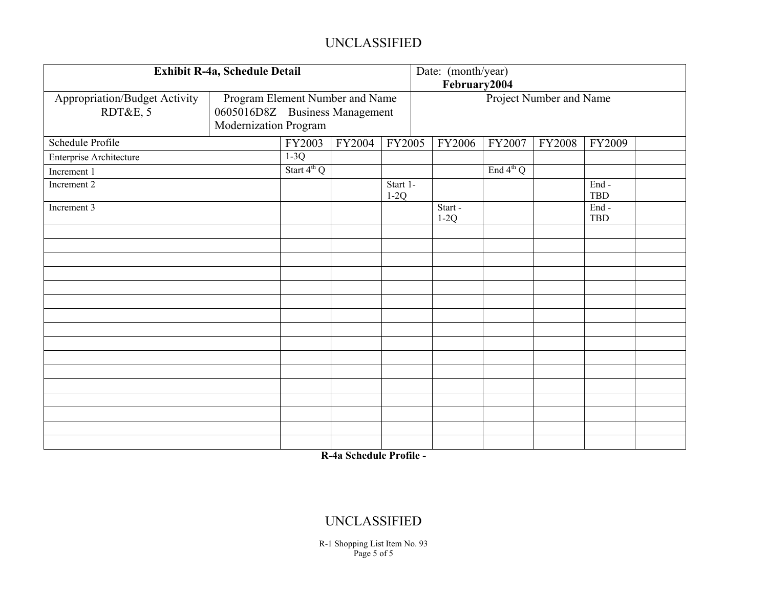| Exhibit R-4a, Schedule Detail | | Date: (month/year) **February2004** |
|---|---|---|
| Appropriation/Budget Activity RDT&E, 5 | Program Element Number and Name 0605016D8Z Business Management Modernization Program | Project Number and Name |

| Schedule Profile | FY2003 | FY2004 | FY2005 | FY2006 | FY2007 | FY2008 | FY2009 | |
|---|---|---|---|---|---|---|---|---|
| Enterprise Architecture | 1-3Q | | | | | | | |
| Increment 1 | Start 4th Q | | | | End 4th Q | | | |
| Increment 2 | | | Start 1-1-2Q | | | | End - TBD | |
| Increment 3 | | | | Start - 1-2Q | | | End - TBD | |
| | | | | | | | | |
| | | | | | | | | |
| | | | | | | | | |
| | | | | | | | | |
| | | | | | | | | |
| | | | | | | | | |
| | | | | | | | | |
| | | | | | | | | |
| | | | | | | | | |
| | | | | | | | | |
| | | | | | | | | |
| | | | | | | | | |
| | | | | | | | | |
| | | | | | | | | |
| | | | | | | | | |
| | | | | | | | | |

**R-4a Schedule Profile -**

R-1 Shopping List Item No. 93